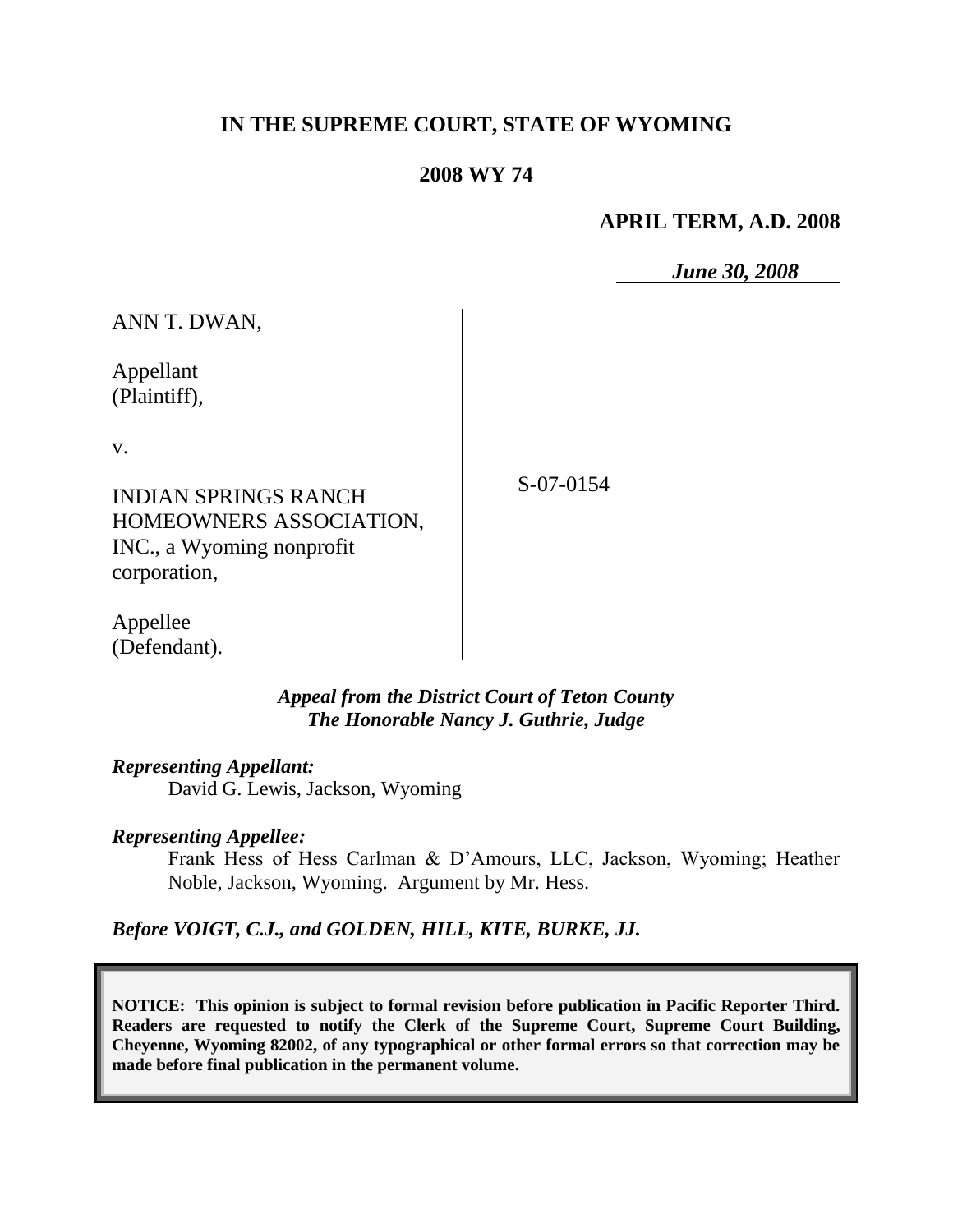# IN THE SUPREME COURT, STATE OF WYOMING

**2008 WY 74**

**APRIL TERM, A.D. 2008**

***June 30, 2008***

ANN T. DWAN,

Appellant
(Plaintiff),

v.

INDIAN SPRINGS RANCH HOMEOWNERS ASSOCIATION, INC., a Wyoming nonprofit corporation,

Appellee
(Defendant).

S-07-0154

***Appeal from the District Court of Teton County***
***The Honorable Nancy J. Guthrie, Judge***

***Representing Appellant:***
David G. Lewis, Jackson, Wyoming

***Representing Appellee:***
Frank Hess of Hess Carlman & D'Amours, LLC, Jackson, Wyoming; Heather Noble, Jackson, Wyoming. Argument by Mr. Hess.

***Before VOIGT, C.J., and GOLDEN, HILL, KITE, BURKE, JJ.***

**NOTICE: This opinion is subject to formal revision before publication in Pacific Reporter Third. Readers are requested to notify the Clerk of the Supreme Court, Supreme Court Building, Cheyenne, Wyoming 82002, of any typographical or other formal errors so that correction may be made before final publication in the permanent volume.**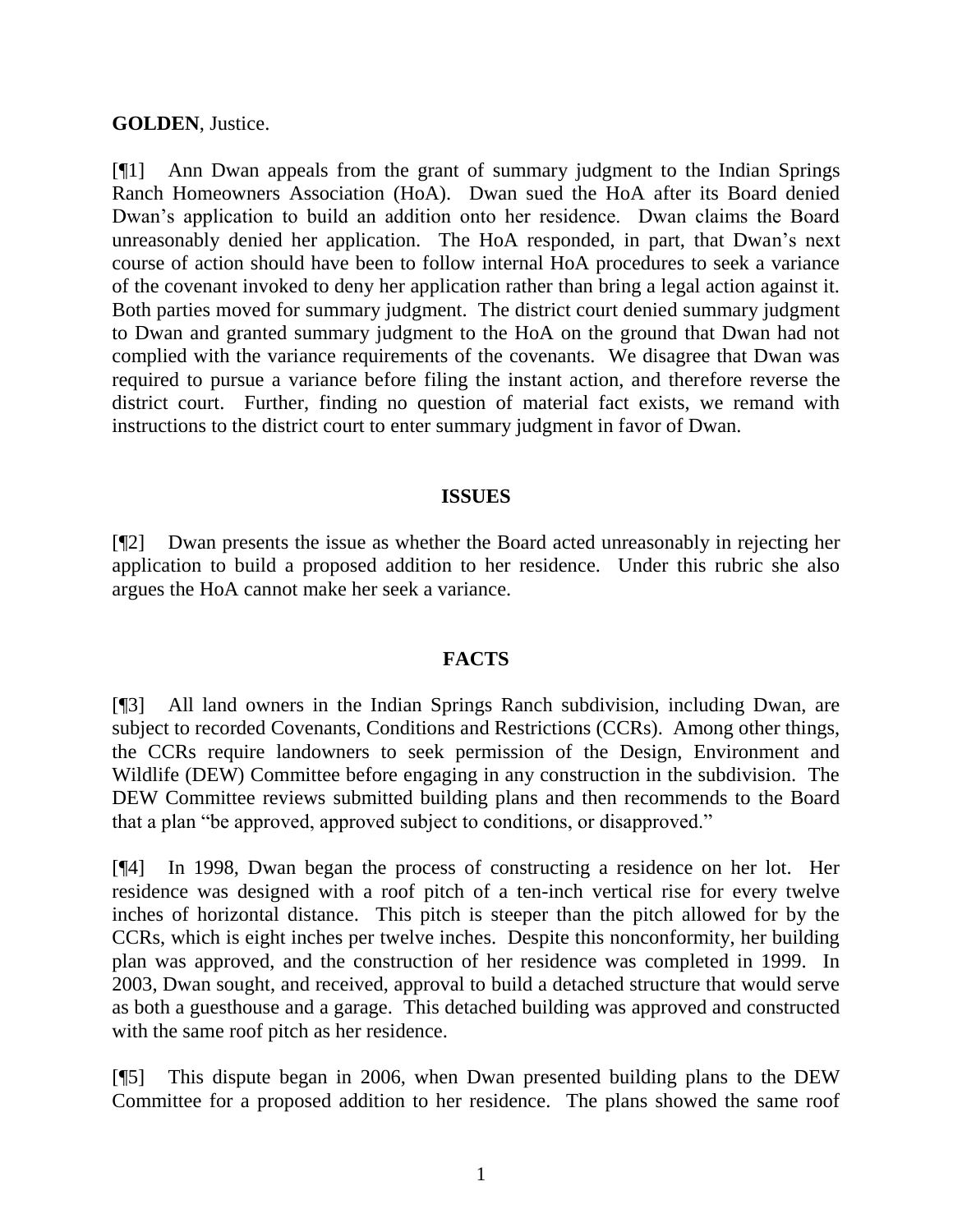**GOLDEN**, Justice.

[¶1] Ann Dwan appeals from the grant of summary judgment to the Indian Springs Ranch Homeowners Association (HoA). Dwan sued the HoA after its Board denied Dwan's application to build an addition onto her residence. Dwan claims the Board unreasonably denied her application. The HoA responded, in part, that Dwan's next course of action should have been to follow internal HoA procedures to seek a variance of the covenant invoked to deny her application rather than bring a legal action against it. Both parties moved for summary judgment. The district court denied summary judgment to Dwan and granted summary judgment to the HoA on the ground that Dwan had not complied with the variance requirements of the covenants. We disagree that Dwan was required to pursue a variance before filing the instant action, and therefore reverse the district court. Further, finding no question of material fact exists, we remand with instructions to the district court to enter summary judgment in favor of Dwan.

## ISSUES

[¶2] Dwan presents the issue as whether the Board acted unreasonably in rejecting her application to build a proposed addition to her residence. Under this rubric she also argues the HoA cannot make her seek a variance.

## FACTS

[¶3] All land owners in the Indian Springs Ranch subdivision, including Dwan, are subject to recorded Covenants, Conditions and Restrictions (CCRs). Among other things, the CCRs require landowners to seek permission of the Design, Environment and Wildlife (DEW) Committee before engaging in any construction in the subdivision. The DEW Committee reviews submitted building plans and then recommends to the Board that a plan "be approved, approved subject to conditions, or disapproved."

[¶4] In 1998, Dwan began the process of constructing a residence on her lot. Her residence was designed with a roof pitch of a ten-inch vertical rise for every twelve inches of horizontal distance. This pitch is steeper than the pitch allowed for by the CCRs, which is eight inches per twelve inches. Despite this nonconformity, her building plan was approved, and the construction of her residence was completed in 1999. In 2003, Dwan sought, and received, approval to build a detached structure that would serve as both a guesthouse and a garage. This detached building was approved and constructed with the same roof pitch as her residence.

[¶5] This dispute began in 2006, when Dwan presented building plans to the DEW Committee for a proposed addition to her residence. The plans showed the same roof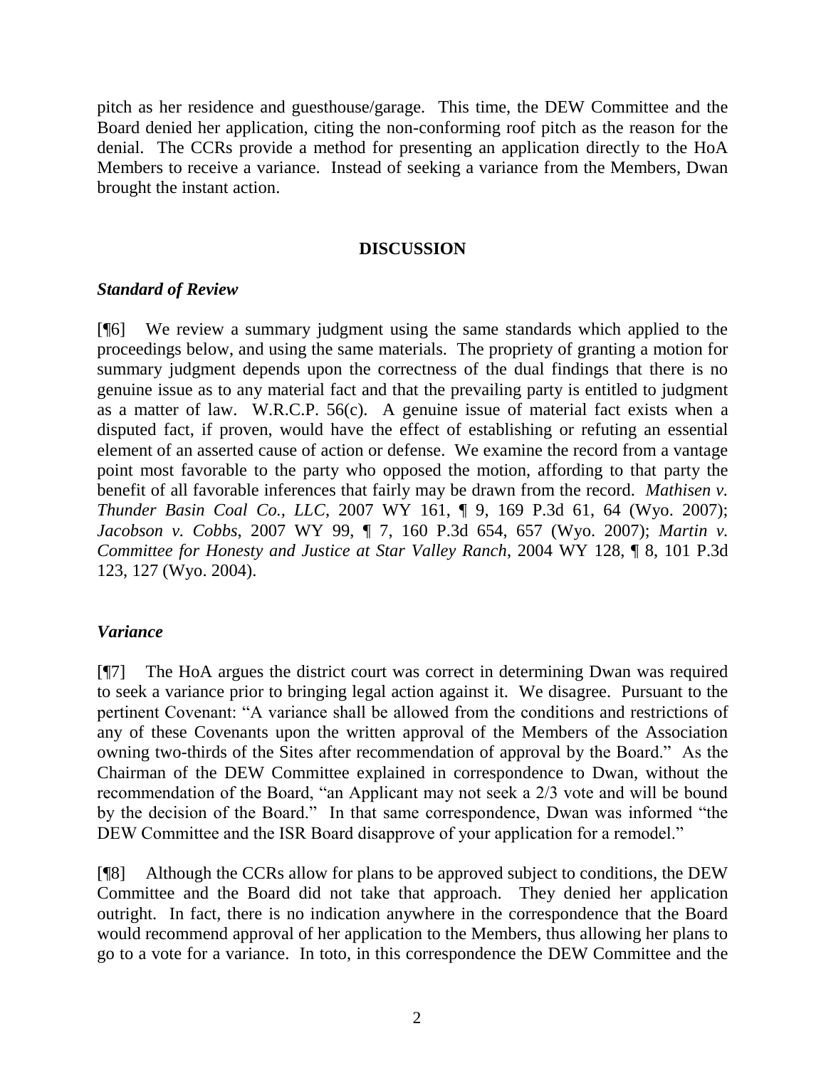pitch as her residence and guesthouse/garage. This time, the DEW Committee and the Board denied her application, citing the non-conforming roof pitch as the reason for the denial. The CCRs provide a method for presenting an application directly to the HoA Members to receive a variance. Instead of seeking a variance from the Members, Dwan brought the instant action.

## DISCUSSION

### *Standard of Review*

[¶6] We review a summary judgment using the same standards which applied to the proceedings below, and using the same materials. The propriety of granting a motion for summary judgment depends upon the correctness of the dual findings that there is no genuine issue as to any material fact and that the prevailing party is entitled to judgment as a matter of law. W.R.C.P. 56(c). A genuine issue of material fact exists when a disputed fact, if proven, would have the effect of establishing or refuting an essential element of an asserted cause of action or defense. We examine the record from a vantage point most favorable to the party who opposed the motion, affording to that party the benefit of all favorable inferences that fairly may be drawn from the record. *Mathisen v. Thunder Basin Coal Co., LLC*, 2007 WY 161, ¶ 9, 169 P.3d 61, 64 (Wyo. 2007); *Jacobson v. Cobbs*, 2007 WY 99, ¶ 7, 160 P.3d 654, 657 (Wyo. 2007); *Martin v. Committee for Honesty and Justice at Star Valley Ranch*, 2004 WY 128, ¶ 8, 101 P.3d 123, 127 (Wyo. 2004).

### *Variance*

[¶7] The HoA argues the district court was correct in determining Dwan was required to seek a variance prior to bringing legal action against it. We disagree. Pursuant to the pertinent Covenant: "A variance shall be allowed from the conditions and restrictions of any of these Covenants upon the written approval of the Members of the Association owning two-thirds of the Sites after recommendation of approval by the Board." As the Chairman of the DEW Committee explained in correspondence to Dwan, without the recommendation of the Board, "an Applicant may not seek a 2/3 vote and will be bound by the decision of the Board." In that same correspondence, Dwan was informed "the DEW Committee and the ISR Board disapprove of your application for a remodel."

[¶8] Although the CCRs allow for plans to be approved subject to conditions, the DEW Committee and the Board did not take that approach. They denied her application outright. In fact, there is no indication anywhere in the correspondence that the Board would recommend approval of her application to the Members, thus allowing her plans to go to a vote for a variance. In toto, in this correspondence the DEW Committee and the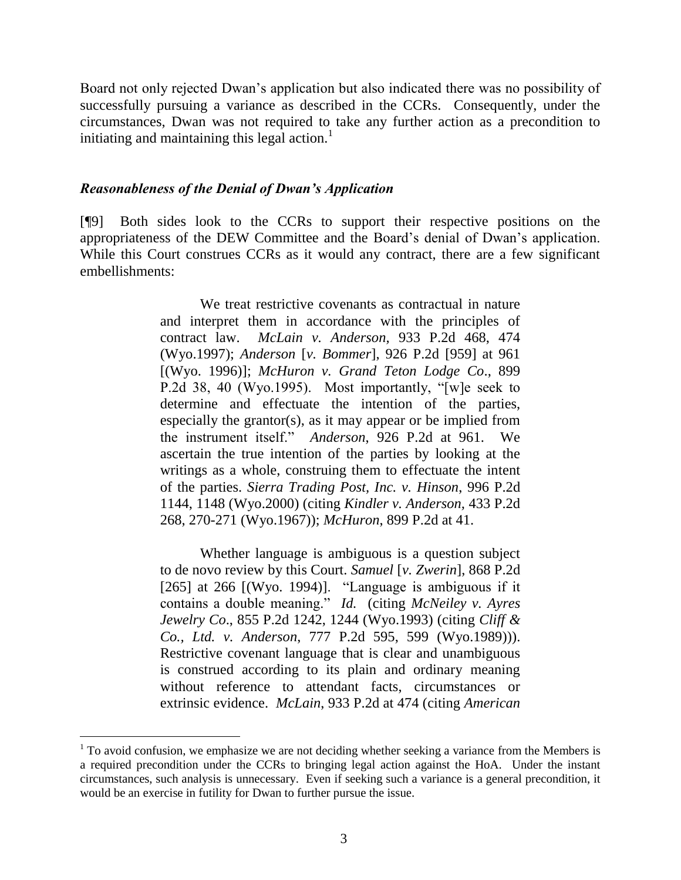Board not only rejected Dwan's application but also indicated there was no possibility of successfully pursuing a variance as described in the CCRs. Consequently, under the circumstances, Dwan was not required to take any further action as a precondition to initiating and maintaining this legal action.[1]

### ***Reasonableness of the Denial of Dwan's Application***

[¶9] Both sides look to the CCRs to support their respective positions on the appropriateness of the DEW Committee and the Board's denial of Dwan's application. While this Court construes CCRs as it would any contract, there are a few significant embellishments:

> We treat restrictive covenants as contractual in nature and interpret them in accordance with the principles of contract law. *McLain v. Anderson*, 933 P.2d 468, 474 (Wyo.1997); *Anderson* [*v. Bommer*], 926 P.2d [959] at 961 [(Wyo. 1996)]; *McHuron v. Grand Teton Lodge Co*., 899 P.2d 38, 40 (Wyo.1995). Most importantly, "[w]e seek to determine and effectuate the intention of the parties, especially the grantor(s), as it may appear or be implied from the instrument itself." *Anderson*, 926 P.2d at 961. We ascertain the true intention of the parties by looking at the writings as a whole, construing them to effectuate the intent of the parties. *Sierra Trading Post, Inc. v. Hinson*, 996 P.2d 1144, 1148 (Wyo.2000) (citing *Kindler v. Anderson*, 433 P.2d 268, 270-271 (Wyo.1967)); *McHuron*, 899 P.2d at 41.
>
> Whether language is ambiguous is a question subject to de novo review by this Court. *Samuel* [*v. Zwerin*], 868 P.2d [265] at 266 [(Wyo. 1994)]. "Language is ambiguous if it contains a double meaning." *Id.* (citing *McNeiley v. Ayres Jewelry Co*., 855 P.2d 1242, 1244 (Wyo.1993) (citing *Cliff & Co., Ltd. v. Anderson*, 777 P.2d 595, 599 (Wyo.1989))). Restrictive covenant language that is clear and unambiguous is construed according to its plain and ordinary meaning without reference to attendant facts, circumstances or extrinsic evidence. *McLain*, 933 P.2d at 474 (citing *American*

[1] To avoid confusion, we emphasize we are not deciding whether seeking a variance from the Members is a required precondition under the CCRs to bringing legal action against the HoA. Under the instant circumstances, such analysis is unnecessary. Even if seeking such a variance is a general precondition, it would be an exercise in futility for Dwan to further pursue the issue.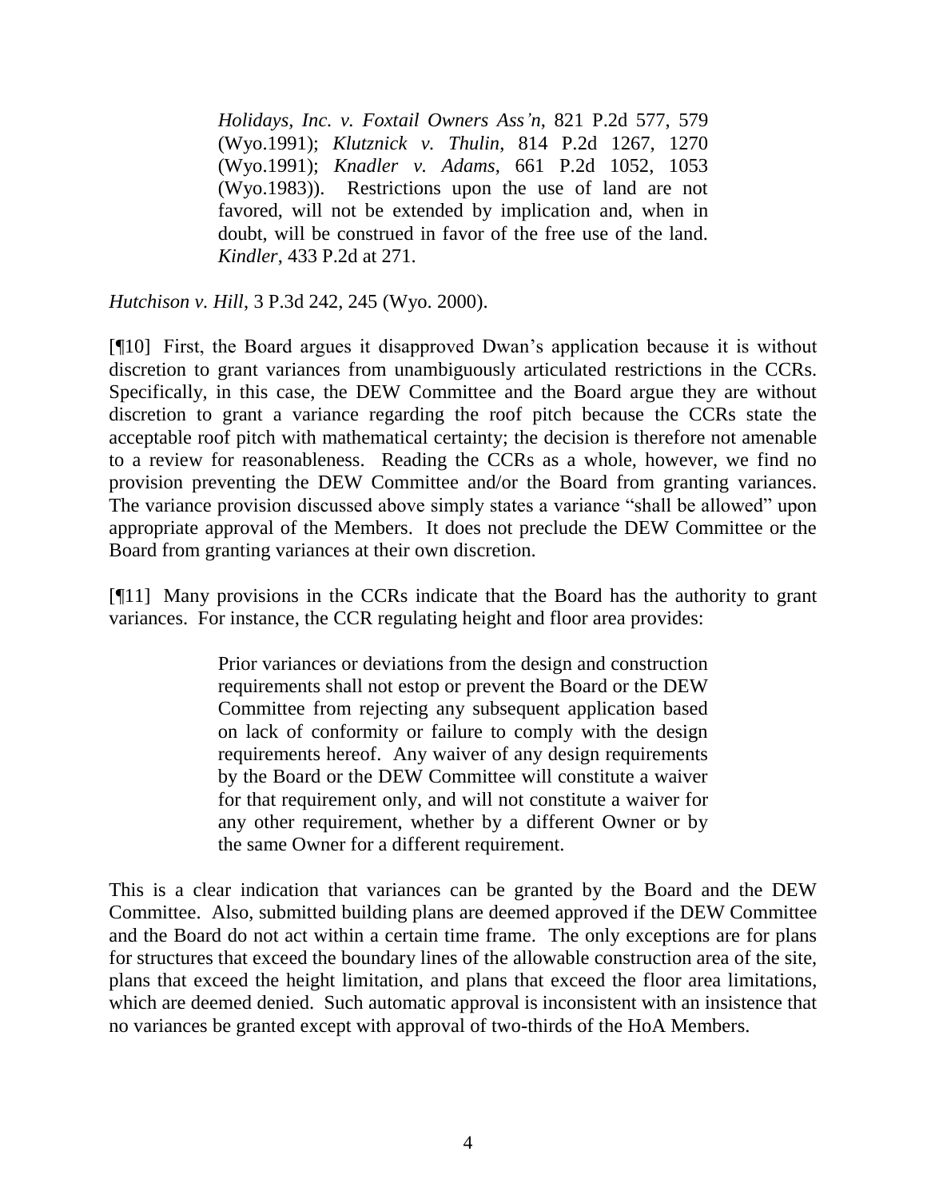> *Holidays, Inc. v. Foxtail Owners Ass'n*, 821 P.2d 577, 579 (Wyo.1991); *Klutznick v. Thulin*, 814 P.2d 1267, 1270 (Wyo.1991); *Knadler v. Adams*, 661 P.2d 1052, 1053 (Wyo.1983)). Restrictions upon the use of land are not favored, will not be extended by implication and, when in doubt, will be construed in favor of the free use of the land. *Kindler*, 433 P.2d at 271.

*Hutchison v. Hill*, 3 P.3d 242, 245 (Wyo. 2000).

[¶10] First, the Board argues it disapproved Dwan's application because it is without discretion to grant variances from unambiguously articulated restrictions in the CCRs. Specifically, in this case, the DEW Committee and the Board argue they are without discretion to grant a variance regarding the roof pitch because the CCRs state the acceptable roof pitch with mathematical certainty; the decision is therefore not amenable to a review for reasonableness. Reading the CCRs as a whole, however, we find no provision preventing the DEW Committee and/or the Board from granting variances. The variance provision discussed above simply states a variance "shall be allowed" upon appropriate approval of the Members. It does not preclude the DEW Committee or the Board from granting variances at their own discretion.

[¶11] Many provisions in the CCRs indicate that the Board has the authority to grant variances. For instance, the CCR regulating height and floor area provides:

> Prior variances or deviations from the design and construction requirements shall not estop or prevent the Board or the DEW Committee from rejecting any subsequent application based on lack of conformity or failure to comply with the design requirements hereof. Any waiver of any design requirements by the Board or the DEW Committee will constitute a waiver for that requirement only, and will not constitute a waiver for any other requirement, whether by a different Owner or by the same Owner for a different requirement.

This is a clear indication that variances can be granted by the Board and the DEW Committee. Also, submitted building plans are deemed approved if the DEW Committee and the Board do not act within a certain time frame. The only exceptions are for plans for structures that exceed the boundary lines of the allowable construction area of the site, plans that exceed the height limitation, and plans that exceed the floor area limitations, which are deemed denied. Such automatic approval is inconsistent with an insistence that no variances be granted except with approval of two-thirds of the HoA Members.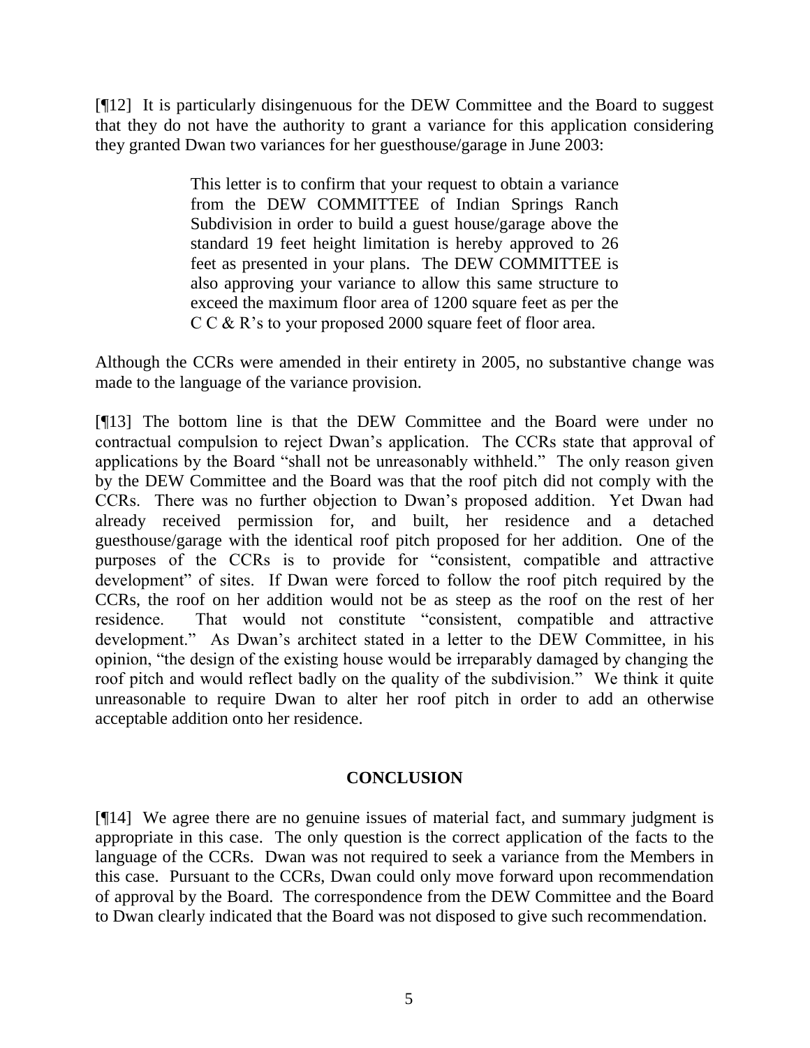[¶12] It is particularly disingenuous for the DEW Committee and the Board to suggest that they do not have the authority to grant a variance for this application considering they granted Dwan two variances for her guesthouse/garage in June 2003:

> This letter is to confirm that your request to obtain a variance from the DEW COMMITTEE of Indian Springs Ranch Subdivision in order to build a guest house/garage above the standard 19 feet height limitation is hereby approved to 26 feet as presented in your plans. The DEW COMMITTEE is also approving your variance to allow this same structure to exceed the maximum floor area of 1200 square feet as per the C C & R's to your proposed 2000 square feet of floor area.

Although the CCRs were amended in their entirety in 2005, no substantive change was made to the language of the variance provision.

[¶13] The bottom line is that the DEW Committee and the Board were under no contractual compulsion to reject Dwan's application. The CCRs state that approval of applications by the Board "shall not be unreasonably withheld." The only reason given by the DEW Committee and the Board was that the roof pitch did not comply with the CCRs. There was no further objection to Dwan's proposed addition. Yet Dwan had already received permission for, and built, her residence and a detached guesthouse/garage with the identical roof pitch proposed for her addition. One of the purposes of the CCRs is to provide for "consistent, compatible and attractive development" of sites. If Dwan were forced to follow the roof pitch required by the CCRs, the roof on her addition would not be as steep as the roof on the rest of her residence. That would not constitute "consistent, compatible and attractive development." As Dwan's architect stated in a letter to the DEW Committee, in his opinion, "the design of the existing house would be irreparably damaged by changing the roof pitch and would reflect badly on the quality of the subdivision." We think it quite unreasonable to require Dwan to alter her roof pitch in order to add an otherwise acceptable addition onto her residence.

## CONCLUSION

[¶14] We agree there are no genuine issues of material fact, and summary judgment is appropriate in this case. The only question is the correct application of the facts to the language of the CCRs. Dwan was not required to seek a variance from the Members in this case. Pursuant to the CCRs, Dwan could only move forward upon recommendation of approval by the Board. The correspondence from the DEW Committee and the Board to Dwan clearly indicated that the Board was not disposed to give such recommendation.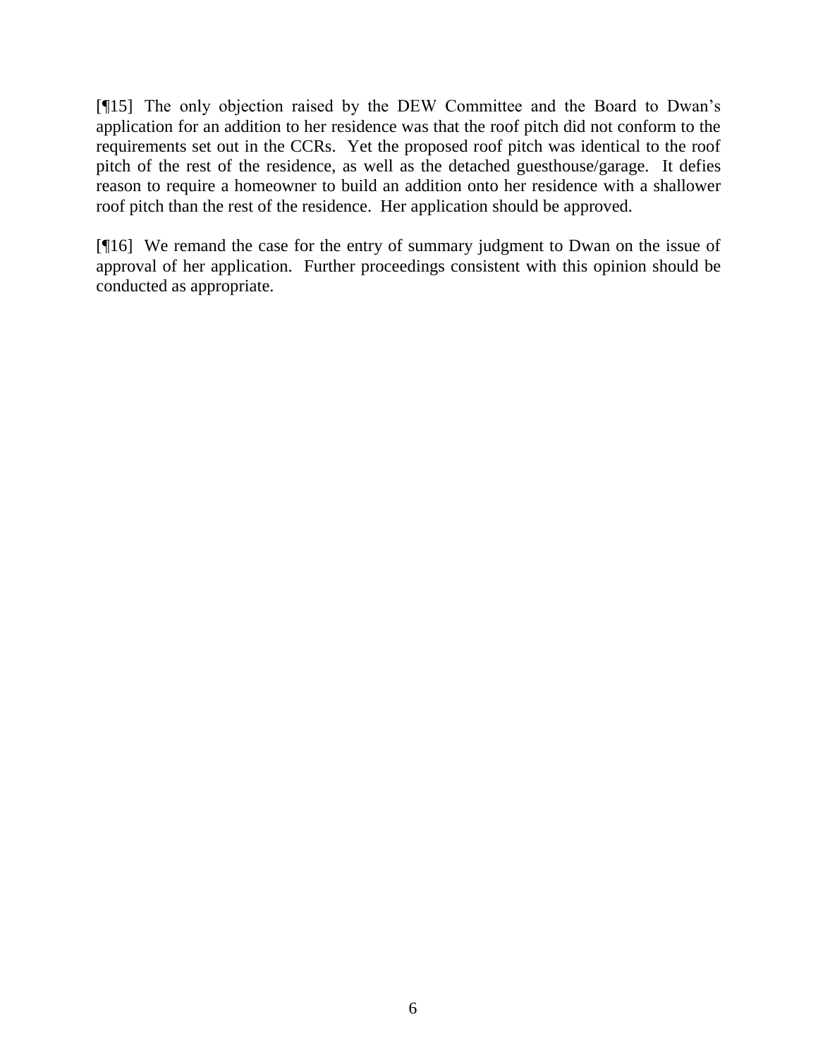[¶15] The only objection raised by the DEW Committee and the Board to Dwan's application for an addition to her residence was that the roof pitch did not conform to the requirements set out in the CCRs. Yet the proposed roof pitch was identical to the roof pitch of the rest of the residence, as well as the detached guesthouse/garage. It defies reason to require a homeowner to build an addition onto her residence with a shallower roof pitch than the rest of the residence. Her application should be approved.

[¶16] We remand the case for the entry of summary judgment to Dwan on the issue of approval of her application. Further proceedings consistent with this opinion should be conducted as appropriate.